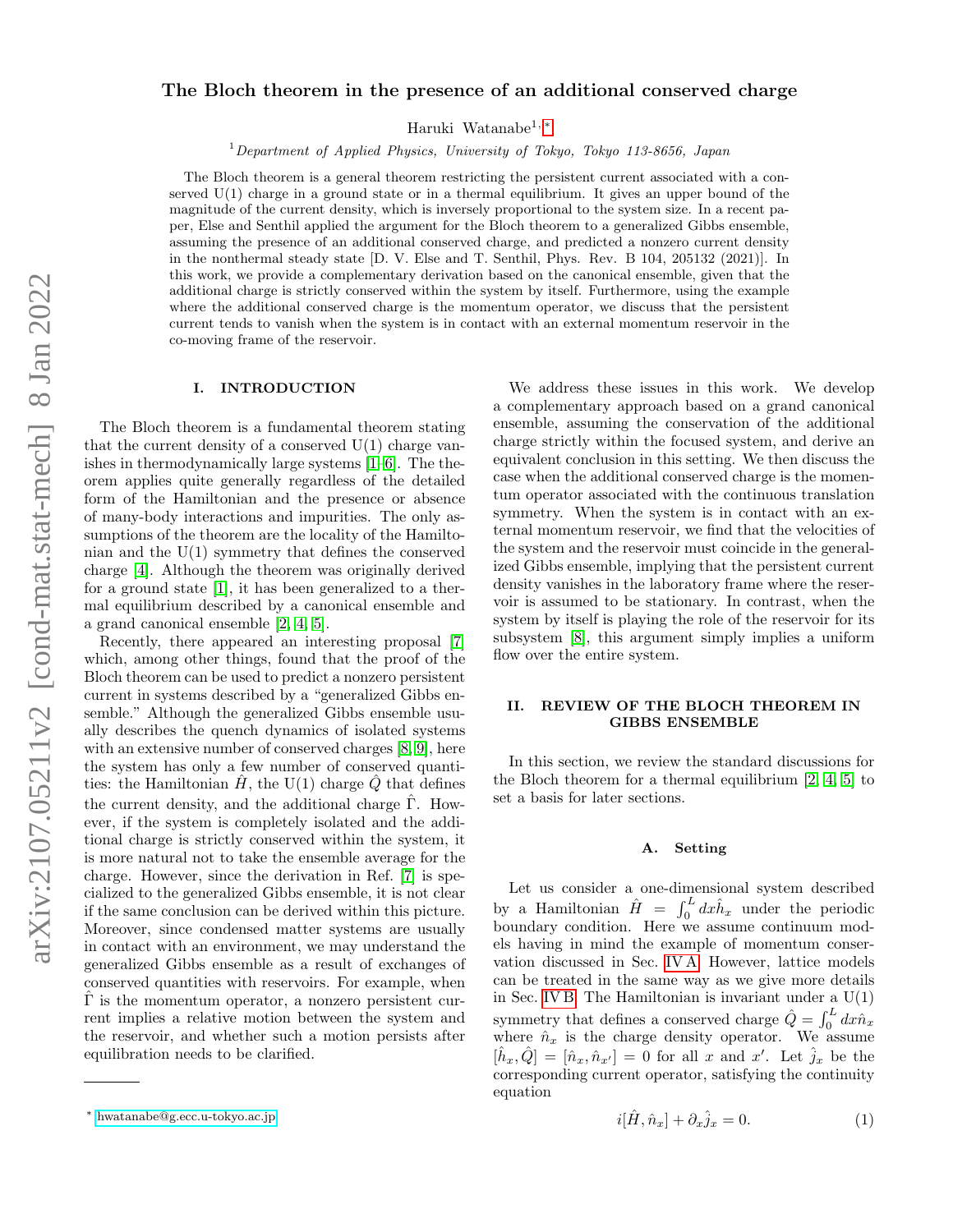# The Bloch theorem in the presence of an additional conserved charge

Haruki Watanabe[1,*]

[1]*Department of Applied Physics, University of Tokyo, Tokyo 113-8656, Japan*

The Bloch theorem is a general theorem restricting the persistent current associated with a conserved U(1) charge in a ground state or in a thermal equilibrium. It gives an upper bound of the magnitude of the current density, which is inversely proportional to the system size. In a recent paper, Else and Senthil applied the argument for the Bloch theorem to a generalized Gibbs ensemble, assuming the presence of an additional conserved charge, and predicted a nonzero current density in the nonthermal steady state [D. V. Else and T. Senthil, Phys. Rev. B 104, 205132 (2021)]. In this work, we provide a complementary derivation based on the canonical ensemble, given that the additional charge is strictly conserved within the system by itself. Furthermore, using the example where the additional conserved charge is the momentum operator, we discuss that the persistent current tends to vanish when the system is in contact with an external momentum reservoir in the co-moving frame of the reservoir.

## I. INTRODUCTION

The Bloch theorem is a fundamental theorem stating that the current density of a conserved U(1) charge vanishes in thermodynamically large systems [1–6]. The theorem applies quite generally regardless of the detailed form of the Hamiltonian and the presence or absence of many-body interactions and impurities. The only assumptions of the theorem are the locality of the Hamiltonian and the U(1) symmetry that defines the conserved charge [4]. Although the theorem was originally derived for a ground state [1], it has been generalized to a thermal equilibrium described by a canonical ensemble and a grand canonical ensemble [2, 4, 5].

Recently, there appeared an interesting proposal [7] which, among other things, found that the proof of the Bloch theorem can be used to predict a nonzero persistent current in systems described by a "generalized Gibbs ensemble." Although the generalized Gibbs ensemble usually describes the quench dynamics of isolated systems with an extensive number of conserved charges [8, 9], here the system has only a few number of conserved quantities: the Hamiltonian $\hat{H}$, the U(1) charge $\hat{Q}$ that defines the current density, and the additional charge $\hat{\Gamma}$. However, if the system is completely isolated and the additional charge is strictly conserved within the system, it is more natural not to take the ensemble average for the charge. However, since the derivation in Ref. [7] is specialized to the generalized Gibbs ensemble, it is not clear if the same conclusion can be derived within this picture. Moreover, since condensed matter systems are usually in contact with an environment, we may understand the generalized Gibbs ensemble as a result of exchanges of conserved quantities with reservoirs. For example, when $\hat{\Gamma}$ is the momentum operator, a nonzero persistent current implies a relative motion between the system and the reservoir, and whether such a motion persists after equilibration needs to be clarified.

We address these issues in this work. We develop a complementary approach based on a grand canonical ensemble, assuming the conservation of the additional charge strictly within the focused system, and derive an equivalent conclusion in this setting. We then discuss the case when the additional conserved charge is the momentum operator associated with the continuous translation symmetry. When the system is in contact with an external momentum reservoir, we find that the velocities of the system and the reservoir must coincide in the generalized Gibbs ensemble, implying that the persistent current density vanishes in the laboratory frame where the reservoir is assumed to be stationary. In contrast, when the system by itself is playing the role of the reservoir for its subsystem [8], this argument simply implies a uniform flow over the entire system.

## II. REVIEW OF THE BLOCH THEOREM IN GIBBS ENSEMBLE

In this section, we review the standard discussions for the Bloch theorem for a thermal equilibrium [2, 4, 5] to set a basis for later sections.

### A. Setting

Let us consider a one-dimensional system described by a Hamiltonian $\hat{H} = \int_0^L dx \hat{h}_x$ under the periodic boundary condition. Here we assume continuum models having in mind the example of momentum conservation discussed in Sec. IV A. However, lattice models can be treated in the same way as we give more details in Sec. IV B. The Hamiltonian is invariant under a U(1) symmetry that defines a conserved charge $\hat{Q} = \int_0^L dx \hat{n}_x$ where $\hat{n}_x$ is the charge density operator. We assume $[\hat{h}_x, \hat{Q}] = [\hat{n}_x, \hat{n}_{x'}] = 0$ for all $x$ and $x'$. Let $\hat{j}_x$ be the corresponding current operator, satisfying the continuity equation

$$i[\hat{H}, \hat{n}_x] + \partial_x \hat{j}_x = 0. \tag{1}$$

* hwatanabe@g.ecc.u-tokyo.ac.jp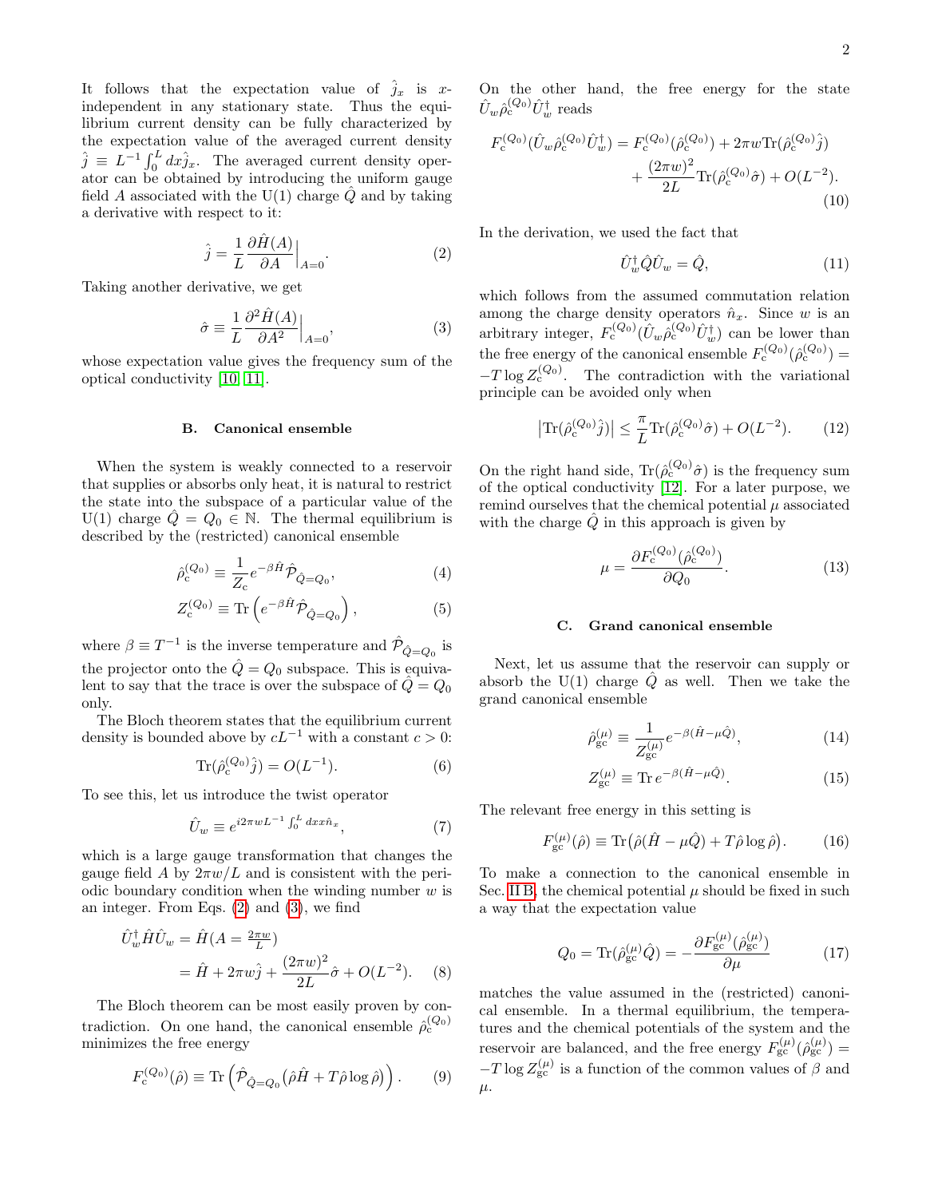It follows that the expectation value of $\hat{j}_x$ is $x$-independent in any stationary state. Thus the equilibrium current density can be fully characterized by the expectation value of the averaged current density $\hat{j} \equiv L^{-1}\int_0^L dx \hat{j}_x$. The averaged current density operator can be obtained by introducing the uniform gauge field $A$ associated with the U(1) charge $\hat{Q}$ and by taking a derivative with respect to it:

$$\hat{j} = \frac{1}{L}\frac{\partial \hat{H}(A)}{\partial A}\Big|_{A=0}. \tag{2}$$

Taking another derivative, we get

$$\hat{\sigma} \equiv \frac{1}{L}\frac{\partial^2 \hat{H}(A)}{\partial A^2}\Big|_{A=0}, \tag{3}$$

whose expectation value gives the frequency sum of the optical conductivity [10, 11].

### B. Canonical ensemble

When the system is weakly connected to a reservoir that supplies or absorbs only heat, it is natural to restrict the state into the subspace of a particular value of the U(1) charge $\hat{Q} = Q_0 \in \mathbb{N}$. The thermal equilibrium is described by the (restricted) canonical ensemble

$$\hat{\rho}_{\mathrm{c}}^{(Q_0)} \equiv \frac{1}{Z_{\mathrm{c}}} e^{-\beta \hat{H}} \hat{\mathcal{P}}_{\hat{Q}=Q_0}, \tag{4}$$

$$Z_{\mathrm{c}}^{(Q_0)} \equiv \mathrm{Tr}\left(e^{-\beta \hat{H}} \hat{\mathcal{P}}_{\hat{Q}=Q_0}\right), \tag{5}$$

where $\beta \equiv T^{-1}$ is the inverse temperature and $\hat{\mathcal{P}}_{\hat{Q}=Q_0}$ is the projector onto the $\hat{Q} = Q_0$ subspace. This is equivalent to say that the trace is over the subspace of $\hat{Q} = Q_0$ only.

The Bloch theorem states that the equilibrium current density is bounded above by $cL^{-1}$ with a constant $c > 0$:

$$\mathrm{Tr}(\hat{\rho}_{\mathrm{c}}^{(Q_0)}\hat{j}) = O(L^{-1}). \tag{6}$$

To see this, let us introduce the twist operator

$$\hat{U}_w \equiv e^{i2\pi w L^{-1}\int_0^L dx x \hat{n}_x}, \tag{7}$$

which is a large gauge transformation that changes the gauge field $A$ by $2\pi w/L$ and is consistent with the periodic boundary condition when the winding number $w$ is an integer. From Eqs. (2) and (3), we find

$$\begin{aligned}\hat{U}_w^\dagger \hat{H} \hat{U}_w &= \hat{H}(A = \tfrac{2\pi w}{L}) \\ &= \hat{H} + 2\pi w \hat{j} + \frac{(2\pi w)^2}{2L}\hat{\sigma} + O(L^{-2}).\end{aligned} \tag{8}$$

The Bloch theorem can be most easily proven by contradiction. On one hand, the canonical ensemble $\hat{\rho}_{\mathrm{c}}^{(Q_0)}$ minimizes the free energy

$$F_{\mathrm{c}}^{(Q_0)}(\hat{\rho}) \equiv \mathrm{Tr}\left(\hat{\mathcal{P}}_{\hat{Q}=Q_0}\big(\hat{\rho}\hat{H} + T\hat{\rho}\log\hat{\rho}\big)\right). \tag{9}$$

On the other hand, the free energy for the state $\hat{U}_w \hat{\rho}_{\mathrm{c}}^{(Q_0)} \hat{U}_w^\dagger$ reads

$$\begin{aligned}F_{\mathrm{c}}^{(Q_0)}(\hat{U}_w \hat{\rho}_{\mathrm{c}}^{(Q_0)} \hat{U}_w^\dagger) = F_{\mathrm{c}}^{(Q_0)}(\hat{\rho}_{\mathrm{c}}^{(Q_0)}) + 2\pi w \mathrm{Tr}(\hat{\rho}_{\mathrm{c}}^{(Q_0)}\hat{j}) \\ + \frac{(2\pi w)^2}{2L}\mathrm{Tr}(\hat{\rho}_{\mathrm{c}}^{(Q_0)}\hat{\sigma}) + O(L^{-2}).\end{aligned} \tag{10}$$

In the derivation, we used the fact that

$$\hat{U}_w^\dagger \hat{Q} \hat{U}_w = \hat{Q}, \tag{11}$$

which follows from the assumed commutation relation among the charge density operators $\hat{n}_x$. Since $w$ is an arbitrary integer, $F_{\mathrm{c}}^{(Q_0)}(\hat{U}_w \hat{\rho}_{\mathrm{c}}^{(Q_0)} \hat{U}_w^\dagger)$ can be lower than the free energy of the canonical ensemble $F_{\mathrm{c}}^{(Q_0)}(\hat{\rho}_{\mathrm{c}}^{(Q_0)}) = -T\log Z_{\mathrm{c}}^{(Q_0)}$. The contradiction with the variational principle can be avoided only when

$$\left|\mathrm{Tr}(\hat{\rho}_{\mathrm{c}}^{(Q_0)}\hat{j})\right| \leq \frac{\pi}{L}\mathrm{Tr}(\hat{\rho}_{\mathrm{c}}^{(Q_0)}\hat{\sigma}) + O(L^{-2}). \tag{12}$$

On the right hand side, $\mathrm{Tr}(\hat{\rho}_{\mathrm{c}}^{(Q_0)}\hat{\sigma})$ is the frequency sum of the optical conductivity [12]. For a later purpose, we remind ourselves that the chemical potential $\mu$ associated with the charge $\hat{Q}$ in this approach is given by

$$\mu = \frac{\partial F_{\mathrm{c}}^{(Q_0)}(\hat{\rho}_{\mathrm{c}}^{(Q_0)})}{\partial Q_0}. \tag{13}$$

### C. Grand canonical ensemble

Next, let us assume that the reservoir can supply or absorb the U(1) charge $\hat{Q}$ as well. Then we take the grand canonical ensemble

$$\hat{\rho}_{\mathrm{gc}}^{(\mu)} \equiv \frac{1}{Z_{\mathrm{gc}}^{(\mu)}} e^{-\beta(\hat{H}-\mu\hat{Q})}, \tag{14}$$

$$Z_{\mathrm{gc}}^{(\mu)} \equiv \mathrm{Tr}\, e^{-\beta(\hat{H}-\mu\hat{Q})}. \tag{15}$$

The relevant free energy in this setting is

$$F_{\mathrm{gc}}^{(\mu)}(\hat{\rho}) \equiv \mathrm{Tr}\big(\hat{\rho}(\hat{H}-\mu\hat{Q}) + T\hat{\rho}\log\hat{\rho}\big). \tag{16}$$

To make a connection to the canonical ensemble in Sec. II B, the chemical potential $\mu$ should be fixed in such a way that the expectation value

$$Q_0 = \mathrm{Tr}(\hat{\rho}_{\mathrm{gc}}^{(\mu)}\hat{Q}) = -\frac{\partial F_{\mathrm{gc}}^{(\mu)}(\hat{\rho}_{\mathrm{gc}}^{(\mu)})}{\partial \mu} \tag{17}$$

matches the value assumed in the (restricted) canonical ensemble. In a thermal equilibrium, the temperatures and the chemical potentials of the system and the reservoir are balanced, and the free energy $F_{\mathrm{gc}}^{(\mu)}(\hat{\rho}_{\mathrm{gc}}^{(\mu)}) = -T\log Z_{\mathrm{gc}}^{(\mu)}$ is a function of the common values of $\beta$ and $\mu$.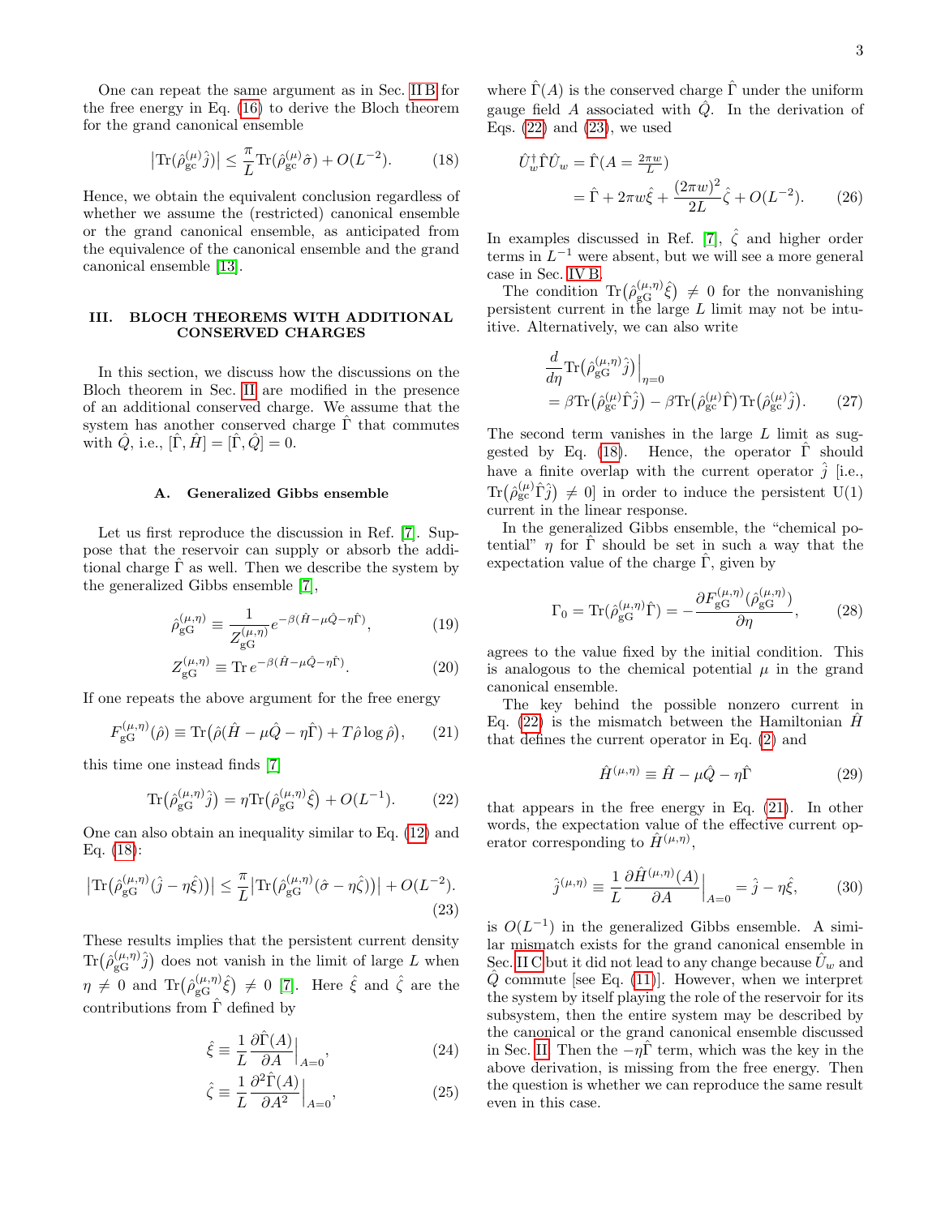One can repeat the same argument as in Sec. II B for the free energy in Eq. (16) to derive the Bloch theorem for the grand canonical ensemble

$$\big|\mathrm{Tr}(\hat{\rho}_{\mathrm{gc}}^{(\mu)}\hat{j})\big| \leq \frac{\pi}{L}\mathrm{Tr}(\hat{\rho}_{\mathrm{gc}}^{(\mu)}\hat{\sigma}) + O(L^{-2}). \tag{18}$$

Hence, we obtain the equivalent conclusion regardless of whether we assume the (restricted) canonical ensemble or the grand canonical ensemble, as anticipated from the equivalence of the canonical ensemble and the grand canonical ensemble [13].

## III. BLOCH THEOREMS WITH ADDITIONAL CONSERVED CHARGES

In this section, we discuss how the discussions on the Bloch theorem in Sec. II are modified in the presence of an additional conserved charge. We assume that the system has another conserved charge $\hat{\Gamma}$ that commutes with $\hat{Q}$, i.e., $[\hat{\Gamma}, \hat{H}] = [\hat{\Gamma}, \hat{Q}] = 0$.

### A. Generalized Gibbs ensemble

Let us first reproduce the discussion in Ref. [7]. Suppose that the reservoir can supply or absorb the additional charge $\hat{\Gamma}$ as well. Then we describe the system by the generalized Gibbs ensemble [7],

$$\hat{\rho}_{\mathrm{gG}}^{(\mu,\eta)} \equiv \frac{1}{Z_{\mathrm{gG}}^{(\mu,\eta)}} e^{-\beta(\hat{H}-\mu\hat{Q}-\eta\hat{\Gamma})}, \tag{19}$$

$$Z_{\mathrm{gG}}^{(\mu,\eta)} \equiv \mathrm{Tr}\, e^{-\beta(\hat{H}-\mu\hat{Q}-\eta\hat{\Gamma})}. \tag{20}$$

If one repeats the above argument for the free energy

$$F_{\mathrm{gG}}^{(\mu,\eta)}(\hat{\rho}) \equiv \mathrm{Tr}\big(\hat{\rho}(\hat{H}-\mu\hat{Q}-\eta\hat{\Gamma}) + T\hat{\rho}\log\hat{\rho}\big), \tag{21}$$

this time one instead finds [7]

$$\mathrm{Tr}\big(\hat{\rho}_{\mathrm{gG}}^{(\mu,\eta)}\hat{j}\big) = \eta\,\mathrm{Tr}\big(\hat{\rho}_{\mathrm{gG}}^{(\mu,\eta)}\hat{\xi}\big) + O(L^{-1}). \tag{22}$$

One can also obtain an inequality similar to Eq. (12) and Eq. (18):

$$\big|\mathrm{Tr}\big(\hat{\rho}_{\mathrm{gG}}^{(\mu,\eta)}(\hat{j}-\eta\hat{\xi})\big)\big| \leq \frac{\pi}{L}\big|\mathrm{Tr}\big(\hat{\rho}_{\mathrm{gG}}^{(\mu,\eta)}(\hat{\sigma}-\eta\hat{\zeta})\big)\big| + O(L^{-2}). \tag{23}$$

These results implies that the persistent current density $\mathrm{Tr}\big(\hat{\rho}_{\mathrm{gG}}^{(\mu,\eta)}\hat{j}\big)$ does not vanish in the limit of large $L$ when $\eta \neq 0$ and $\mathrm{Tr}\big(\hat{\rho}_{\mathrm{gG}}^{(\mu,\eta)}\hat{\xi}\big) \neq 0$ [7]. Here $\hat{\xi}$ and $\hat{\zeta}$ are the contributions from $\hat{\Gamma}$ defined by

$$\hat{\xi} \equiv \frac{1}{L}\frac{\partial\hat{\Gamma}(A)}{\partial A}\Big|_{A=0}, \tag{24}$$

$$\hat{\zeta} \equiv \frac{1}{L}\frac{\partial^2\hat{\Gamma}(A)}{\partial A^2}\Big|_{A=0}, \tag{25}$$

where $\hat{\Gamma}(A)$ is the conserved charge $\hat{\Gamma}$ under the uniform gauge field $A$ associated with $\hat{Q}$. In the derivation of Eqs. (22) and (23), we used

$$\begin{aligned}\hat{U}_w^\dagger\hat{\Gamma}\hat{U}_w &= \hat{\Gamma}(A = \tfrac{2\pi w}{L}) \\ &= \hat{\Gamma} + 2\pi w\hat{\xi} + \frac{(2\pi w)^2}{2L}\hat{\zeta} + O(L^{-2}).\end{aligned} \tag{26}$$

In examples discussed in Ref. [7], $\hat{\zeta}$ and higher order terms in $L^{-1}$ were absent, but we will see a more general case in Sec. IV B.

The condition $\mathrm{Tr}\big(\hat{\rho}_{\mathrm{gG}}^{(\mu,\eta)}\hat{\xi}\big) \neq 0$ for the nonvanishing persistent current in the large $L$ limit may not be intuitive. Alternatively, we can also write

$$\begin{aligned}&\frac{d}{d\eta}\mathrm{Tr}\big(\hat{\rho}_{\mathrm{gG}}^{(\mu,\eta)}\hat{j}\big)\Big|_{\eta=0} \\ &= \beta\mathrm{Tr}\big(\hat{\rho}_{\mathrm{gc}}^{(\mu)}\hat{\Gamma}\hat{j}\big) - \beta\mathrm{Tr}\big(\hat{\rho}_{\mathrm{gc}}^{(\mu)}\hat{\Gamma}\big)\mathrm{Tr}\big(\hat{\rho}_{\mathrm{gc}}^{(\mu)}\hat{j}\big).\end{aligned} \tag{27}$$

The second term vanishes in the large $L$ limit as suggested by Eq. (18). Hence, the operator $\hat{\Gamma}$ should have a finite overlap with the current operator $\hat{j}$ [i.e., $\mathrm{Tr}\big(\hat{\rho}_{\mathrm{gc}}^{(\mu)}\hat{\Gamma}\hat{j}\big) \neq 0$] in order to induce the persistent U(1) current in the linear response.

In the generalized Gibbs ensemble, the "chemical potential" $\eta$ for $\hat{\Gamma}$ should be set in such a way that the expectation value of the charge $\hat{\Gamma}$, given by

$$\Gamma_0 = \mathrm{Tr}\big(\hat{\rho}_{\mathrm{gG}}^{(\mu,\eta)}\hat{\Gamma}\big) = -\frac{\partial F_{\mathrm{gG}}^{(\mu,\eta)}(\hat{\rho}_{\mathrm{gG}}^{(\mu,\eta)})}{\partial\eta}, \tag{28}$$

agrees to the value fixed by the initial condition. This is analogous to the chemical potential $\mu$ in the grand canonical ensemble.

The key behind the possible nonzero current in Eq. (22) is the mismatch between the Hamiltonian $\hat{H}$ that defines the current operator in Eq. (2) and

$$\hat{H}^{(\mu,\eta)} \equiv \hat{H} - \mu\hat{Q} - \eta\hat{\Gamma} \tag{29}$$

that appears in the free energy in Eq. (21). In other words, the expectation value of the effective current operator corresponding to $\hat{H}^{(\mu,\eta)}$,

$$\hat{j}^{(\mu,\eta)} \equiv \frac{1}{L}\frac{\partial\hat{H}^{(\mu,\eta)}(A)}{\partial A}\Big|_{A=0} = \hat{j} - \eta\hat{\xi}, \tag{30}$$

is $O(L^{-1})$ in the generalized Gibbs ensemble. A similar mismatch exists for the grand canonical ensemble in Sec. II C but it did not lead to any change because $\hat{U}_w$ and $\hat{Q}$ commute [see Eq. (11)]. However, when we interpret the system by itself playing the role of the reservoir for its subsystem, then the entire system may be described by the canonical or the grand canonical ensemble discussed in Sec. II. Then the $-\eta\hat{\Gamma}$ term, which was the key in the above derivation, is missing from the free energy. Then the question is whether we can reproduce the same result even in this case.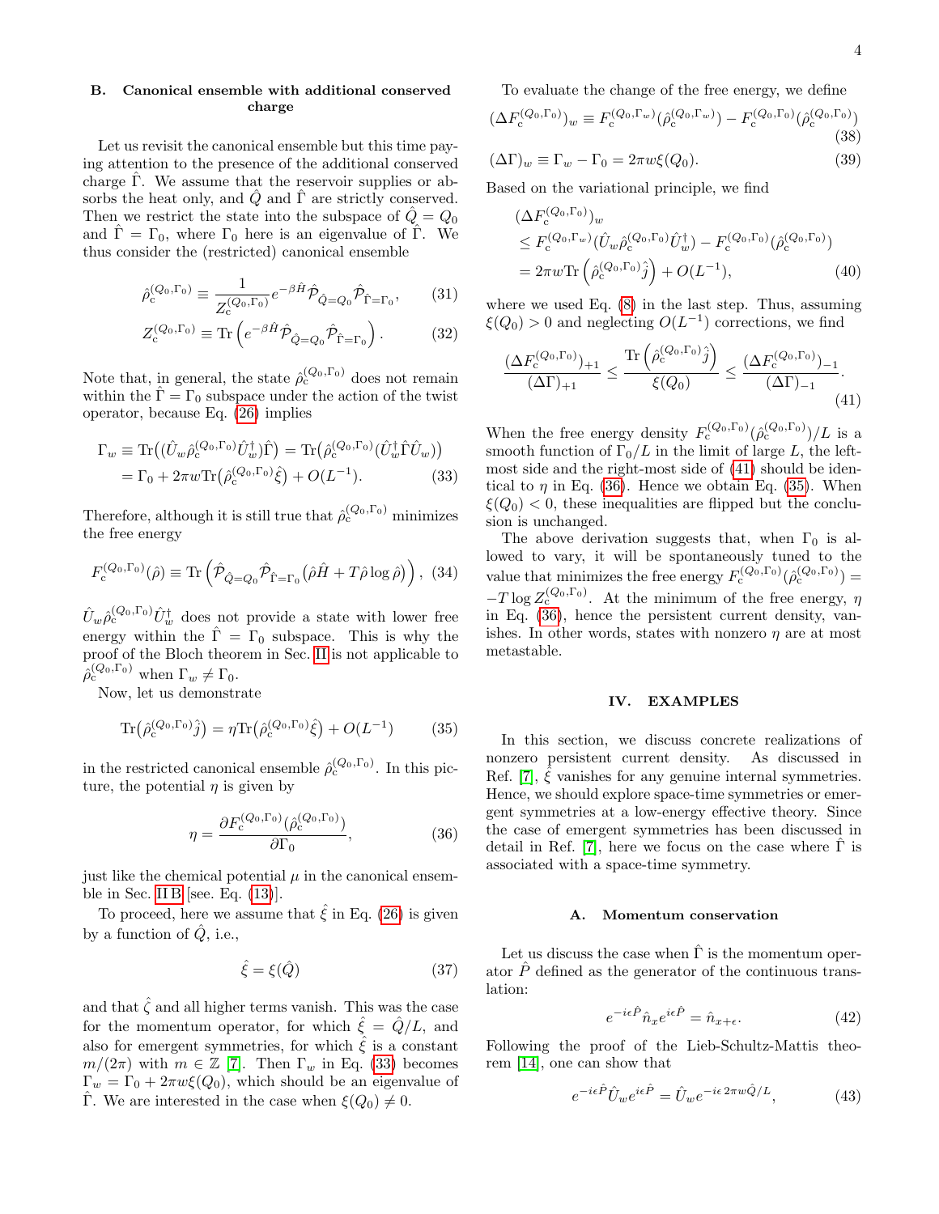## B. Canonical ensemble with additional conserved charge

Let us revisit the canonical ensemble but this time paying attention to the presence of the additional conserved charge $\hat{\Gamma}$. We assume that the reservoir supplies or absorbs the heat only, and $\hat{Q}$ and $\hat{\Gamma}$ are strictly conserved. Then we restrict the state into the subspace of $\hat{Q} = Q_0$ and $\hat{\Gamma} = \Gamma_0$, where $\Gamma_0$ here is an eigenvalue of $\hat{\Gamma}$. We thus consider the (restricted) canonical ensemble

$$\hat{\rho}_{\rm c}^{(Q_0,\Gamma_0)} \equiv \frac{1}{Z_{\rm c}^{(Q_0,\Gamma_0)}} e^{-\beta \hat{H}} \hat{\mathcal{P}}_{\hat{Q}=Q_0} \hat{\mathcal{P}}_{\hat{\Gamma}=\Gamma_0}, \tag{31}$$

$$Z_{\rm c}^{(Q_0,\Gamma_0)} \equiv \mathrm{Tr}\left(e^{-\beta \hat{H}} \hat{\mathcal{P}}_{\hat{Q}=Q_0} \hat{\mathcal{P}}_{\hat{\Gamma}=\Gamma_0}\right). \tag{32}$$

Note that, in general, the state $\hat{\rho}_{\rm c}^{(Q_0,\Gamma_0)}$ does not remain within the $\hat{\Gamma} = \Gamma_0$ subspace under the action of the twist operator, because Eq. (26) implies

$$\begin{aligned}\Gamma_w &\equiv \mathrm{Tr}\big((\hat{U}_w \hat{\rho}_{\rm c}^{(Q_0,\Gamma_0)} \hat{U}_w^\dagger)\hat{\Gamma}\big) = \mathrm{Tr}\big(\hat{\rho}_{\rm c}^{(Q_0,\Gamma_0)} (\hat{U}_w^\dagger \hat{\Gamma} \hat{U}_w)\big) \\ &= \Gamma_0 + 2\pi w \mathrm{Tr}\big(\hat{\rho}_{\rm c}^{(Q_0,\Gamma_0)} \hat{\xi}\big) + O(L^{-1}).\end{aligned} \tag{33}$$

Therefore, although it is still true that $\hat{\rho}_{\rm c}^{(Q_0,\Gamma_0)}$ minimizes the free energy

$$F_{\rm c}^{(Q_0,\Gamma_0)}(\hat{\rho}) \equiv \mathrm{Tr}\left(\hat{\mathcal{P}}_{\hat{Q}=Q_0} \hat{\mathcal{P}}_{\hat{\Gamma}=\Gamma_0} \big(\hat{\rho}\hat{H} + T\hat{\rho}\log\hat{\rho}\big)\right), \tag{34}$$

$\hat{U}_w \hat{\rho}_{\rm c}^{(Q_0,\Gamma_0)} \hat{U}_w^\dagger$ does not provide a state with lower free energy within the $\hat{\Gamma} = \Gamma_0$ subspace. This is why the proof of the Bloch theorem in Sec. II is not applicable to $\hat{\rho}_{\rm c}^{(Q_0,\Gamma_0)}$ when $\Gamma_w \neq \Gamma_0$.

Now, let us demonstrate

$$\mathrm{Tr}\big(\hat{\rho}_{\rm c}^{(Q_0,\Gamma_0)} \hat{j}\big) = \eta \mathrm{Tr}\big(\hat{\rho}_{\rm c}^{(Q_0,\Gamma_0)} \hat{\xi}\big) + O(L^{-1}) \tag{35}$$

in the restricted canonical ensemble $\hat{\rho}_{\rm c}^{(Q_0,\Gamma_0)}$. In this picture, the potential $\eta$ is given by

$$\eta = \frac{\partial F_{\rm c}^{(Q_0,\Gamma_0)}(\hat{\rho}_{\rm c}^{(Q_0,\Gamma_0)})}{\partial \Gamma_0}, \tag{36}$$

just like the chemical potential $\mu$ in the canonical ensemble in Sec. II B [see. Eq. (13)].

To proceed, here we assume that $\hat{\xi}$ in Eq. (26) is given by a function of $\hat{Q}$, i.e.,

$$\hat{\xi} = \xi(\hat{Q}) \tag{37}$$

and that $\hat{\zeta}$ and all higher terms vanish. This was the case for the momentum operator, for which $\hat{\xi} = \hat{Q}/L$, and also for emergent symmetries, for which $\hat{\xi}$ is a constant $m/(2\pi)$ with $m \in \mathbb{Z}$ [7]. Then $\Gamma_w$ in Eq. (33) becomes $\Gamma_w = \Gamma_0 + 2\pi w \xi(Q_0)$, which should be an eigenvalue of $\hat{\Gamma}$. We are interested in the case when $\xi(Q_0) \neq 0$.

To evaluate the change of the free energy, we define

$$(\Delta F_{\rm c}^{(Q_0,\Gamma_0)})_w \equiv F_{\rm c}^{(Q_0,\Gamma_w)}(\hat{\rho}_{\rm c}^{(Q_0,\Gamma_w)}) - F_{\rm c}^{(Q_0,\Gamma_0)}(\hat{\rho}_{\rm c}^{(Q_0,\Gamma_0)}) \tag{38}$$

$$(\Delta\Gamma)_w \equiv \Gamma_w - \Gamma_0 = 2\pi w \xi(Q_0). \tag{39}$$

Based on the variational principle, we find

$$\begin{aligned}&(\Delta F_{\rm c}^{(Q_0,\Gamma_0)})_w \\ &\leq F_{\rm c}^{(Q_0,\Gamma_w)}(\hat{U}_w \hat{\rho}_{\rm c}^{(Q_0,\Gamma_0)} \hat{U}_w^\dagger) - F_{\rm c}^{(Q_0,\Gamma_0)}(\hat{\rho}_{\rm c}^{(Q_0,\Gamma_0)}) \\ &= 2\pi w \mathrm{Tr}\left(\hat{\rho}_{\rm c}^{(Q_0,\Gamma_0)} \hat{j}\right) + O(L^{-1}),\end{aligned} \tag{40}$$

where we used Eq. (8) in the last step. Thus, assuming $\xi(Q_0) > 0$ and neglecting $O(L^{-1})$ corrections, we find

$$\frac{(\Delta F_{\rm c}^{(Q_0,\Gamma_0)})_{+1}}{(\Delta\Gamma)_{+1}} \leq \frac{\mathrm{Tr}\left(\hat{\rho}_{\rm c}^{(Q_0,\Gamma_0)} \hat{j}\right)}{\xi(Q_0)} \leq \frac{(\Delta F_{\rm c}^{(Q_0,\Gamma_0)})_{-1}}{(\Delta\Gamma)_{-1}}. \tag{41}$$

When the free energy density $F_{\rm c}^{(Q_0,\Gamma_0)}(\hat{\rho}_{\rm c}^{(Q_0,\Gamma_0)})/L$ is a smooth function of $\Gamma_0/L$ in the limit of large $L$, the left-most side and the right-most side of (41) should be identical to $\eta$ in Eq. (36). Hence we obtain Eq. (35). When $\xi(Q_0) < 0$, these inequalities are flipped but the conclusion is unchanged.

The above derivation suggests that, when $\Gamma_0$ is allowed to vary, it will be spontaneously tuned to the value that minimizes the free energy $F_{\rm c}^{(Q_0,\Gamma_0)}(\hat{\rho}_{\rm c}^{(Q_0,\Gamma_0)}) = -T\log Z_{\rm c}^{(Q_0,\Gamma_0)}$. At the minimum of the free energy, $\eta$ in Eq. (36), hence the persistent current density, vanishes. In other words, states with nonzero $\eta$ are at most metastable.

# IV. EXAMPLES

In this section, we discuss concrete realizations of nonzero persistent current density. As discussed in Ref. [7], $\hat{\xi}$ vanishes for any genuine internal symmetries. Hence, we should explore space-time symmetries or emergent symmetries at a low-energy effective theory. Since the case of emergent symmetries has been discussed in detail in Ref. [7], here we focus on the case where $\hat{\Gamma}$ is associated with a space-time symmetry.

## A. Momentum conservation

Let us discuss the case when $\hat{\Gamma}$ is the momentum operator $\hat{P}$ defined as the generator of the continuous translation:

$$e^{-i\epsilon\hat{P}} \hat{n}_x e^{i\epsilon\hat{P}} = \hat{n}_{x+\epsilon}. \tag{42}$$

Following the proof of the Lieb-Schultz-Mattis theorem [14], one can show that

$$e^{-i\epsilon\hat{P}} \hat{U}_w e^{i\epsilon\hat{P}} = \hat{U}_w e^{-i\epsilon\, 2\pi w \hat{Q}/L}, \tag{43}$$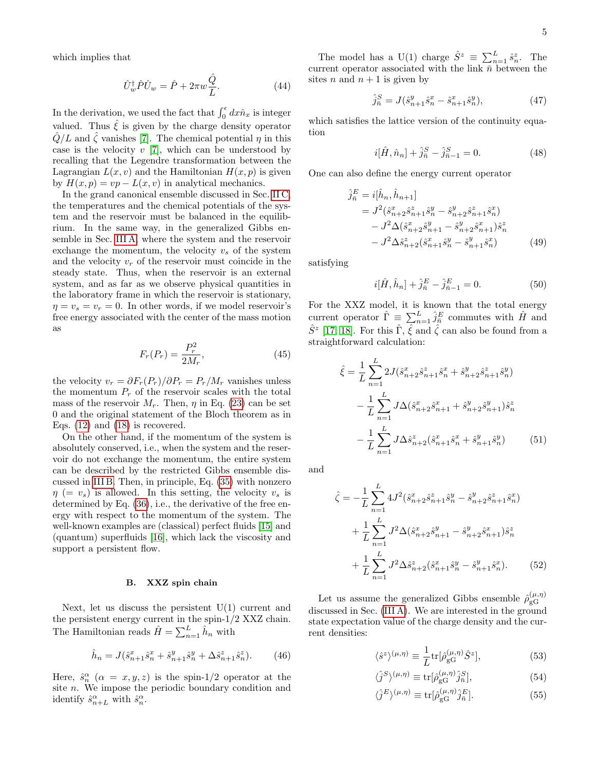which implies that

$$\hat{U}_w^\dagger \hat{P} \hat{U}_w = \hat{P} + 2\pi w \frac{\hat{Q}}{L}. \tag{44}$$

In the derivation, we used the fact that $\int_0^\epsilon dx \hat{n}_x$ is integer valued. Thus $\hat{\xi}$ is given by the charge density operator $\hat{Q}/L$ and $\hat{\zeta}$ vanishes [7]. The chemical potential $\eta$ in this case is the velocity $v$ [7], which can be understood by recalling that the Legendre transformation between the Lagrangian $L(x,v)$ and the Hamiltonian $H(x,p)$ is given by $H(x,p) = vp - L(x,v)$ in analytical mechanics.

In the grand canonical ensemble discussed in Sec. II C, the temperatures and the chemical potentials of the system and the reservoir must be balanced in the equilibrium. In the same way, in the generalized Gibbs ensemble in Sec. III A, where the system and the reservoir exchange the momentum, the velocity $v_s$ of the system and the velocity $v_r$ of the reservoir must coincide in the steady state. Thus, when the reservoir is an external system, and as far as we observe physical quantities in the laboratory frame in which the reservoir is stationary, $\eta = v_s = v_r = 0$. In other words, if we model reservoir's free energy associated with the center of the mass motion as

$$F_r(P_r) = \frac{P_r^2}{2M_r}, \tag{45}$$

the velocity $v_r = \partial F_r(P_r)/\partial P_r = P_r/M_r$ vanishes unless the momentum $P_r$ of the reservoir scales with the total mass of the reservoir $M_r$. Then, $\eta$ in Eq. (23) can be set 0 and the original statement of the Bloch theorem as in Eqs. (12) and (18) is recovered.

On the other hand, if the momentum of the system is absolutely conserved, i.e., when the system and the reservoir do not exchange the momentum, the entire system can be described by the restricted Gibbs ensemble discussed in III B. Then, in principle, Eq. (35) with nonzero $\eta$ ($= v_s$) is allowed. In this setting, the velocity $v_s$ is determined by Eq. (36), i.e., the derivative of the free energy with respect to the momentum of the system. The well-known examples are (classical) perfect fluids [15] and (quantum) superfluids [16], which lack the viscosity and support a persistent flow.

### B. XXZ spin chain

Next, let us discuss the persistent U(1) current and the persistent energy current in the spin-1/2 XXZ chain. The Hamiltonian reads $\hat{H} = \sum_{n=1}^L \hat{h}_n$ with

$$\hat{h}_n = J(\hat{s}_{n+1}^x \hat{s}_n^x + \hat{s}_{n+1}^y \hat{s}_n^y + \Delta \hat{s}_{n+1}^z \hat{s}_n^z). \tag{46}$$

Here, $\hat{s}_n^\alpha$ ($\alpha = x, y, z$) is the spin-1/2 operator at the site $n$. We impose the periodic boundary condition and identify $\hat{s}_{n+L}^\alpha$ with $\hat{s}_n^\alpha$.

The model has a U(1) charge $\hat{S}^z \equiv \sum_{n=1}^L \hat{s}_n^z$. The current operator associated with the link $\bar{n}$ between the sites $n$ and $n+1$ is given by

$$\hat{j}_{\bar{n}}^S = J(\hat{s}_{n+1}^y \hat{s}_n^x - \hat{s}_{n+1}^x \hat{s}_n^y), \tag{47}$$

which satisfies the lattice version of the continuity equation

$$i[\hat{H}, \hat{n}_n] + \hat{j}_{\bar{n}}^S - \hat{j}_{\bar{n}-1}^S = 0. \tag{48}$$

One can also define the energy current operator

$$\begin{aligned}
\hat{j}_{\bar{n}}^E &= i[\hat{h}_n, \hat{h}_{n+1}] \\
&= J^2(\hat{s}_{n+2}^x \hat{s}_{n+1}^z \hat{s}_n^y - \hat{s}_{n+2}^y \hat{s}_{n+1}^z \hat{s}_n^x) \\
&\quad - J^2\Delta(\hat{s}_{n+2}^x \hat{s}_{n+1}^y - \hat{s}_{n+2}^y \hat{s}_{n+1}^x)\hat{s}_n^z \\
&\quad - J^2\Delta \hat{s}_{n+2}^z(\hat{s}_{n+1}^x \hat{s}_n^y - \hat{s}_{n+1}^y \hat{s}_n^x)
\end{aligned} \tag{49}$$

satisfying

$$i[\hat{H}, \hat{h}_n] + \hat{j}_{\bar{n}}^E - \hat{j}_{\bar{n}-1}^E = 0. \tag{50}$$

For the XXZ model, it is known that the total energy current operator $\hat{\Gamma} \equiv \sum_{n=1}^L \hat{j}_{\bar{n}}^E$ commutes with $\hat{H}$ and $\hat{S}^z$ [17, 18]. For this $\hat{\Gamma}$, $\hat{\xi}$ and $\hat{\zeta}$ can also be found from a straightforward calculation:

$$\begin{aligned}
\hat{\xi} &= \frac{1}{L}\sum_{n=1}^L 2J(\hat{s}_{n+2}^x \hat{s}_{n+1}^z \hat{s}_n^x + \hat{s}_{n+2}^y \hat{s}_{n+1}^z \hat{s}_n^y) \\
&\quad - \frac{1}{L}\sum_{n=1}^L J\Delta(\hat{s}_{n+2}^x \hat{s}_{n+1}^x + \hat{s}_{n+2}^y \hat{s}_{n+1}^y)\hat{s}_n^z \\
&\quad - \frac{1}{L}\sum_{n=1}^L J\Delta \hat{s}_{n+2}^z(\hat{s}_{n+1}^x \hat{s}_n^x + \hat{s}_{n+1}^y \hat{s}_n^y)
\end{aligned} \tag{51}$$

and

$$\begin{aligned}
\hat{\zeta} &= -\frac{1}{L}\sum_{n=1}^L 4J^2(\hat{s}_{n+2}^x \hat{s}_{n+1}^z \hat{s}_n^y - \hat{s}_{n+2}^y \hat{s}_{n+1}^z \hat{s}_n^x) \\
&\quad + \frac{1}{L}\sum_{n=1}^L J^2\Delta(\hat{s}_{n+2}^x \hat{s}_{n+1}^y - \hat{s}_{n+2}^y \hat{s}_{n+1}^x)\hat{s}_n^z \\
&\quad + \frac{1}{L}\sum_{n=1}^L J^2\Delta \hat{s}_{n+2}^z(\hat{s}_{n+1}^x \hat{s}_n^y - \hat{s}_{n+1}^y \hat{s}_n^x).
\end{aligned} \tag{52}$$

Let us assume the generalized Gibbs ensemble $\hat{\rho}_{\mathrm{gG}}^{(\mu,\eta)}$ discussed in Sec. (III A). We are interested in the ground state expectation value of the charge density and the current densities:

$$\langle \hat{s}^z \rangle^{(\mu,\eta)} \equiv \frac{1}{L}\mathrm{tr}[\hat{\rho}_{\mathrm{gG}}^{(\mu,\eta)} \hat{S}^z], \tag{53}$$

$$\langle \hat{j}^S \rangle^{(\mu,\eta)} \equiv \mathrm{tr}[\hat{\rho}_{\mathrm{gG}}^{(\mu,\eta)} \hat{j}_{\bar{n}}^S], \tag{54}$$

$$\langle \hat{j}^E \rangle^{(\mu,\eta)} \equiv \mathrm{tr}[\hat{\rho}_{\mathrm{gG}}^{(\mu,\eta)} \hat{j}_{\bar{n}}^E]. \tag{55}$$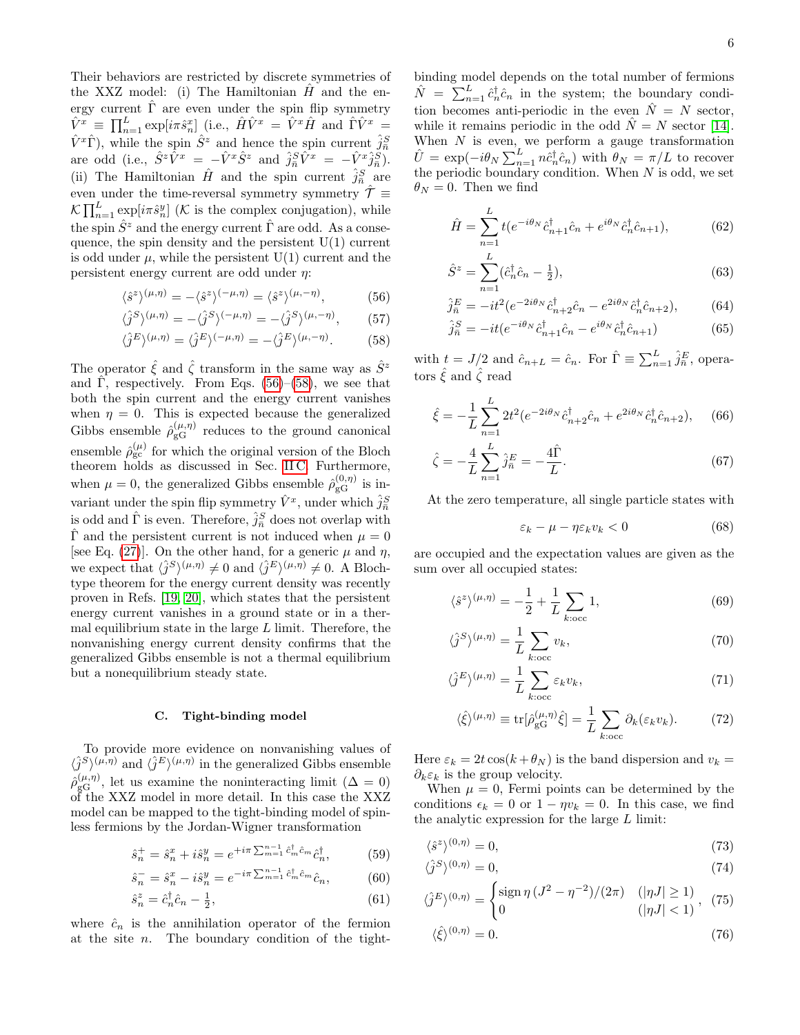Their behaviors are restricted by discrete symmetries of the XXZ model: (i) The Hamiltonian $\hat{H}$ and the energy current $\hat{\Gamma}$ are even under the spin flip symmetry $\hat{V}^x \equiv \prod_{n=1}^{L} \exp[i\pi \hat{s}_n^x]$ (i.e., $\hat{H}\hat{V}^x = \hat{V}^x\hat{H}$ and $\hat{\Gamma}\hat{V}^x = \hat{V}^x\hat{\Gamma}$), while the spin $\hat{S}^z$ and hence the spin current $\hat{j}_{\bar{n}}^S$ are odd (i.e., $\hat{S}^z\hat{V}^x = -\hat{V}^x\hat{S}^z$ and $\hat{j}_{\bar{n}}^S\hat{V}^x = -\hat{V}^x\hat{j}_{\bar{n}}^S$). (ii) The Hamiltonian $\hat{H}$ and the spin current $\hat{j}_{\bar{n}}^S$ are even under the time-reversal symmetry symmetry $\hat{\mathcal{T}} \equiv \mathcal{K}\prod_{n=1}^{L} \exp[i\pi \hat{s}_n^y]$ ($\mathcal{K}$ is the complex conjugation), while the spin $\hat{S}^z$ and the energy current $\hat{\Gamma}$ are odd. As a consequence, the spin density and the persistent U(1) current is odd under $\mu$, while the persistent U(1) current and the persistent energy current are odd under $\eta$:

$$\langle \hat{s}^z \rangle^{(\mu,\eta)} = -\langle \hat{s}^z \rangle^{(-\mu,\eta)} = \langle \hat{s}^z \rangle^{(\mu,-\eta)}, \tag{56}$$

$$\langle \hat{j}^S \rangle^{(\mu,\eta)} = -\langle \hat{j}^S \rangle^{(-\mu,\eta)} = -\langle \hat{j}^S \rangle^{(\mu,-\eta)}, \tag{57}$$

$$\langle \hat{j}^E \rangle^{(\mu,\eta)} = \langle \hat{j}^E \rangle^{(-\mu,\eta)} = -\langle \hat{j}^E \rangle^{(\mu,-\eta)}. \tag{58}$$

The operator $\hat{\xi}$ and $\hat{\zeta}$ transform in the same way as $\hat{S}^z$ and $\hat{\Gamma}$, respectively. From Eqs. (56)–(58), we see that both the spin current and the energy current vanishes when $\eta = 0$. This is expected because the generalized Gibbs ensemble $\hat{\rho}_{\mathrm{gG}}^{(\mu,\eta)}$ reduces to the ground canonical ensemble $\hat{\rho}_{\mathrm{gc}}^{(\mu)}$ for which the original version of the Bloch theorem holds as discussed in Sec. II C. Furthermore, when $\mu = 0$, the generalized Gibbs ensemble $\hat{\rho}_{\mathrm{gG}}^{(0,\eta)}$ is invariant under the spin flip symmetry $\hat{V}^x$, under which $\hat{j}_{\bar{n}}^S$ is odd and $\hat{\Gamma}$ is even. Therefore, $\hat{j}_{\bar{n}}^S$ does not overlap with $\hat{\Gamma}$ and the persistent current is not induced when $\mu = 0$ [see Eq. (27)]. On the other hand, for a generic $\mu$ and $\eta$, we expect that $\langle \hat{j}^S \rangle^{(\mu,\eta)} \neq 0$ and $\langle \hat{j}^E \rangle^{(\mu,\eta)} \neq 0$. A Bloch-type theorem for the energy current density was recently proven in Refs. [19, 20], which states that the persistent energy current vanishes in a ground state or in a thermal equilibrium state in the large $L$ limit. Therefore, the nonvanishing energy current density confirms that the generalized Gibbs ensemble is not a thermal equilibrium but a nonequilibrium steady state.

### C. Tight-binding model

To provide more evidence on nonvanishing values of $\langle \hat{j}^S \rangle^{(\mu,\eta)}$ and $\langle \hat{j}^E \rangle^{(\mu,\eta)}$ in the generalized Gibbs ensemble $\hat{\rho}_{\mathrm{gG}}^{(\mu,\eta)}$, let us examine the noninteracting limit ($\Delta = 0$) of the XXZ model in more detail. In this case the XXZ model can be mapped to the tight-binding model of spinless fermions by the Jordan-Wigner transformation

$$\hat{s}_n^+ = \hat{s}_n^x + i\hat{s}_n^y = e^{+i\pi\sum_{m=1}^{n-1}\hat{c}_m^\dagger\hat{c}_m}\hat{c}_n^\dagger, \tag{59}$$

$$\hat{s}_n^- = \hat{s}_n^x - i\hat{s}_n^y = e^{-i\pi\sum_{m=1}^{n-1}\hat{c}_m^\dagger\hat{c}_m}\hat{c}_n, \tag{60}$$

$$\hat{s}_n^z = \hat{c}_n^\dagger\hat{c}_n - \tfrac{1}{2}, \tag{61}$$

where $\hat{c}_n$ is the annihilation operator of the fermion at the site $n$. The boundary condition of the tight-binding model depends on the total number of fermions $\hat{N} = \sum_{n=1}^{L}\hat{c}_n^\dagger\hat{c}_n$ in the system; the boundary condition becomes anti-periodic in the even $\hat{N} = N$ sector, while it remains periodic in the odd $\hat{N} = N$ sector [14]. When $N$ is even, we perform a gauge transformation $\hat{U} = \exp(-i\theta_N\sum_{n=1}^{L} n\hat{c}_n^\dagger\hat{c}_n)$ with $\theta_N = \pi/L$ to recover the periodic boundary condition. When $N$ is odd, we set $\theta_N = 0$. Then we find

$$\hat{H} = \sum_{n=1}^{L} t(e^{-i\theta_N}\hat{c}_{n+1}^\dagger\hat{c}_n + e^{i\theta_N}\hat{c}_n^\dagger\hat{c}_{n+1}), \tag{62}$$

$$\hat{S}^z = \sum_{n=1}^{L}(\hat{c}_n^\dagger\hat{c}_n - \tfrac{1}{2}), \tag{63}$$

$$\hat{j}_{\bar{n}}^E = -it^2(e^{-2i\theta_N}\hat{c}_{n+2}^\dagger\hat{c}_n - e^{2i\theta_N}\hat{c}_n^\dagger\hat{c}_{n+2}), \tag{64}$$

$$\hat{j}_{\bar{n}}^S = -it(e^{-i\theta_N}\hat{c}_{n+1}^\dagger\hat{c}_n - e^{i\theta_N}\hat{c}_n^\dagger\hat{c}_{n+1}) \tag{65}$$

with $t = J/2$ and $\hat{c}_{n+L} = \hat{c}_n$. For $\hat{\Gamma} \equiv \sum_{n=1}^{L}\hat{j}_{\bar{n}}^E$, operators $\hat{\xi}$ and $\hat{\zeta}$ read

$$\hat{\xi} = -\frac{1}{L}\sum_{n=1}^{L} 2t^2(e^{-2i\theta_N}\hat{c}_{n+2}^\dagger\hat{c}_n + e^{2i\theta_N}\hat{c}_n^\dagger\hat{c}_{n+2}), \tag{66}$$

$$\hat{\zeta} = -\frac{4}{L}\sum_{n=1}^{L}\hat{j}_{\bar{n}}^E = -\frac{4\hat{\Gamma}}{L}. \tag{67}$$

At the zero temperature, all single particle states with

$$\varepsilon_k - \mu - \eta\varepsilon_k v_k < 0 \tag{68}$$

are occupied and the expectation values are given as the sum over all occupied states:

$$\langle \hat{s}^z \rangle^{(\mu,\eta)} = -\frac{1}{2} + \frac{1}{L}\sum_{k:\mathrm{occ}} 1, \tag{69}$$

$$\langle \hat{j}^S \rangle^{(\mu,\eta)} = \frac{1}{L}\sum_{k:\mathrm{occ}} v_k, \tag{70}$$

$$\langle \hat{j}^E \rangle^{(\mu,\eta)} = \frac{1}{L}\sum_{k:\mathrm{occ}} \varepsilon_k v_k, \tag{71}$$

$$\langle \hat{\xi} \rangle^{(\mu,\eta)} \equiv \mathrm{tr}[\hat{\rho}_{\mathrm{gG}}^{(\mu,\eta)}\hat{\xi}] = \frac{1}{L}\sum_{k:\mathrm{occ}} \partial_k(\varepsilon_k v_k). \tag{72}$$

Here $\varepsilon_k = 2t\cos(k + \theta_N)$ is the band dispersion and $v_k = \partial_k\varepsilon_k$ is the group velocity.

When $\mu = 0$, Fermi points can be determined by the conditions $\epsilon_k = 0$ or $1 - \eta v_k = 0$. In this case, we find the analytic expression for the large $L$ limit:

$$\langle \hat{s}^z \rangle^{(0,\eta)} = 0, \tag{73}$$

$$\langle \hat{j}^S \rangle^{(0,\eta)} = 0, \tag{74}$$

$$\langle \hat{j}^E \rangle^{(0,\eta)} = \begin{cases} \mathrm{sign}\,\eta\,(J^2 - \eta^{-2})/(2\pi) & (|\eta J| \geq 1) \\ 0 & (|\eta J| < 1) \end{cases}, \tag{75}$$

$$\langle \hat{\xi} \rangle^{(0,\eta)} = 0. \tag{76}$$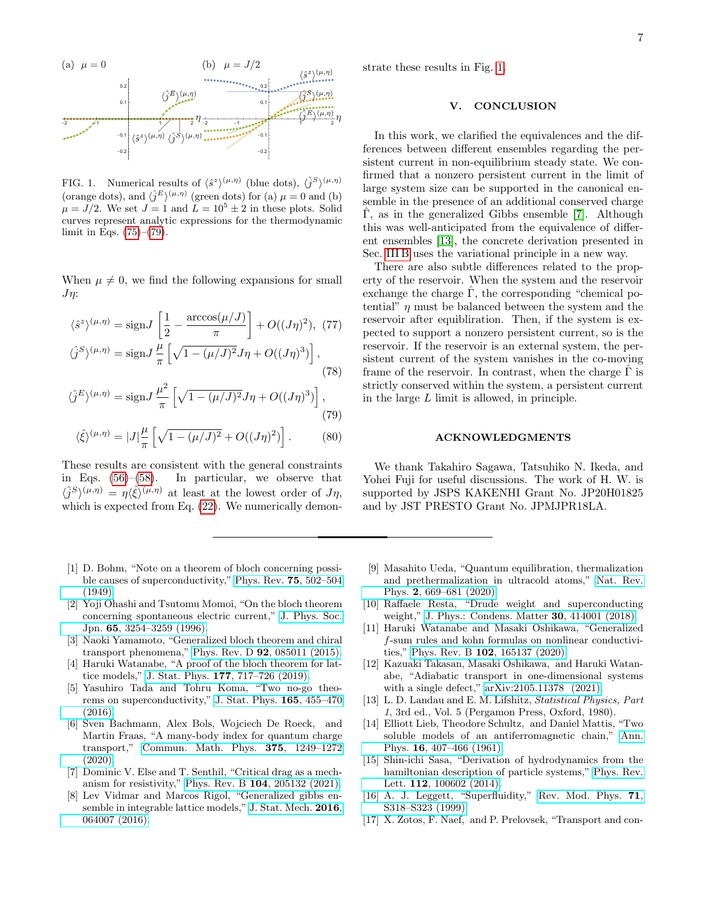FIG. 1. Numerical results of $\langle \hat{s}^z \rangle^{(\mu,\eta)}$ (blue dots), $\langle \hat{j}^S \rangle^{(\mu,\eta)}$ (orange dots), and $\langle \hat{j}^E \rangle^{(\mu,\eta)}$ (green dots) for (a) $\mu = 0$ and (b) $\mu = J/2$. We set $J = 1$ and $L = 10^5 \pm 2$ in these plots. Solid curves represent analytic expressions for the thermodynamic limit in Eqs. (75)–(79).

When $\mu \neq 0$, we find the following expansions for small $J\eta$:

$$\langle \hat{s}^z \rangle^{(\mu,\eta)} = \mathrm{sign}J \left[ \frac{1}{2} - \frac{\arccos(\mu/J)}{\pi} \right] + O((J\eta)^2), \quad (77)$$

$$\langle \hat{j}^S \rangle^{(\mu,\eta)} = \mathrm{sign}J \, \frac{\mu}{\pi} \left[ \sqrt{1 - (\mu/J)^2} J\eta + O((J\eta)^3) \right], \quad (78)$$

$$\langle \hat{j}^E \rangle^{(\mu,\eta)} = \mathrm{sign}J \, \frac{\mu^2}{\pi} \left[ \sqrt{1 - (\mu/J)^2} J\eta + O((J\eta)^3) \right], \quad (79)$$

$$\langle \hat{\xi} \rangle^{(\mu,\eta)} = |J| \frac{\mu}{\pi} \left[ \sqrt{1 - (\mu/J)^2} + O((J\eta)^2) \right]. \quad (80)$$

These results are consistent with the general constraints in Eqs. (56)–(58). In particular, we observe that $\langle \hat{j}^S \rangle^{(\mu,\eta)} = \eta \langle \hat{\xi} \rangle^{(\mu,\eta)}$ at least at the lowest order of $J\eta$, which is expected from Eq. (22). We numerically demonstrate these results in Fig. 1.

## V. CONCLUSION

In this work, we clarified the equivalences and the differences between different ensembles regarding the persistent current in non-equilibrium steady state. We confirmed that a nonzero persistent current in the limit of large system size can be supported in the canonical ensemble in the presence of an additional conserved charge $\hat{\Gamma}$, as in the generalized Gibbs ensemble [7]. Although this was well-anticipated from the equivalence of different ensembles [13], the concrete derivation presented in Sec. III B uses the variational principle in a new way.

There are also subtle differences related to the property of the reservoir. When the system and the reservoir exchange the charge $\hat{\Gamma}$, the corresponding "chemical potential" $\eta$ must be balanced between the system and the reservoir after equibliration. Then, if the system is expected to support a nonzero persistent current, so is the reservoir. If the reservoir is an external system, the persistent current of the system vanishes in the co-moving frame of the reservoir. In contrast, when the charge $\hat{\Gamma}$ is strictly conserved within the system, a persistent current in the large $L$ limit is allowed, in principle.

## ACKNOWLEDGMENTS

We thank Takahiro Sagawa, Tatsuhiko N. Ikeda, and Yohei Fuji for useful discussions. The work of H. W. is supported by JSPS KAKENHI Grant No. JP20H01825 and by JST PRESTO Grant No. JPMJPR18LA.

---

[1] D. Bohm, "Note on a theorem of bloch concerning possible causes of superconductivity," Phys. Rev. **75**, 502–504 (1949).

[2] Yoji Ohashi and Tsutomu Momoi, "On the bloch theorem concerning spontaneous electric current," J. Phys. Soc. Jpn. **65**, 3254–3259 (1996).

[3] Naoki Yamamoto, "Generalized bloch theorem and chiral transport phenomena," Phys. Rev. D **92**, 085011 (2015).

[4] Haruki Watanabe, "A proof of the bloch theorem for lattice models," J. Stat. Phys. **177**, 717–726 (2019).

[5] Yasuhiro Tada and Tohru Koma, "Two no-go theorems on superconductivity," J. Stat. Phys. **165**, 455–470 (2016).

[6] Sven Bachmann, Alex Bols, Wojciech De Roeck, and Martin Fraas, "A many-body index for quantum charge transport," Commun. Math. Phys. **375**, 1249–1272 (2020).

[7] Dominic V. Else and T. Senthil, "Critical drag as a mechanism for resistivity," Phys. Rev. B **104**, 205132 (2021).

[8] Lev Vidmar and Marcos Rigol, "Generalized gibbs ensemble in integrable lattice models," J. Stat. Mech. **2016**, 064007 (2016).

[9] Masahito Ueda, "Quantum equilibration, thermalization and prethermalization in ultracold atoms," Nat. Rev. Phys. **2**, 669–681 (2020).

[10] Raffaele Resta, "Drude weight and superconducting weight," J. Phys.: Condens. Matter **30**, 414001 (2018).

[11] Haruki Watanabe and Masaki Oshikawa, "Generalized $f$-sum rules and kohn formulas on nonlinear conductivities," Phys. Rev. B **102**, 165137 (2020).

[12] Kazuaki Takasan, Masaki Oshikawa, and Haruki Watanabe, "Adiabatic transport in one-dimensional systems with a single defect," arXiv:2105.11378 (2021).

[13] L. D. Landau and E. M. Lifshitz, *Statistical Physics, Part 1*, 3rd ed., Vol. 5 (Pergamon Press, Oxford, 1980).

[14] Elliott Lieb, Theodore Schultz, and Daniel Mattis, "Two soluble models of an antiferromagnetic chain," Ann. Phys. **16**, 407–466 (1961).

[15] Shin-ichi Sasa, "Derivation of hydrodynamics from the hamiltonian description of particle systems," Phys. Rev. Lett. **112**, 100602 (2014).

[16] A. J. Leggett, "Superfluidity," Rev. Mod. Phys. **71**, S318–S323 (1999).

[17] X. Zotos, F. Naef, and P. Prelovsek, "Transport and con-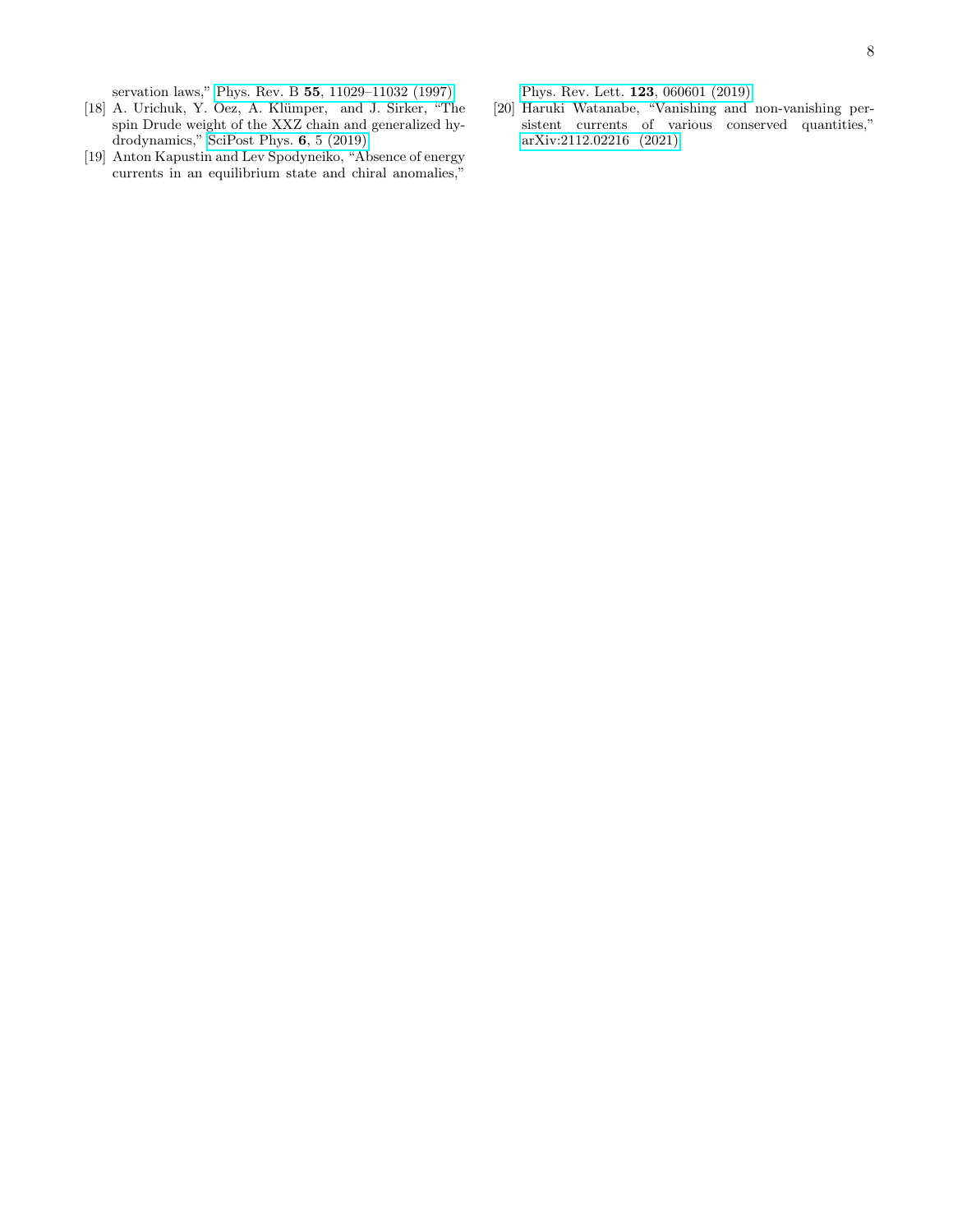servation laws," Phys. Rev. B **55**, 11029–11032 (1997).

[18] A. Urichuk, Y. Oez, A. Klümper, and J. Sirker, "The spin Drude weight of the XXZ chain and generalized hydrodynamics," SciPost Phys. **6**, 5 (2019).

[19] Anton Kapustin and Lev Spodyneiko, "Absence of energy currents in an equilibrium state and chiral anomalies," Phys. Rev. Lett. **123**, 060601 (2019).

[20] Haruki Watanabe, "Vanishing and non-vanishing persistent currents of various conserved quantities," arXiv:2112.02216 (2021).